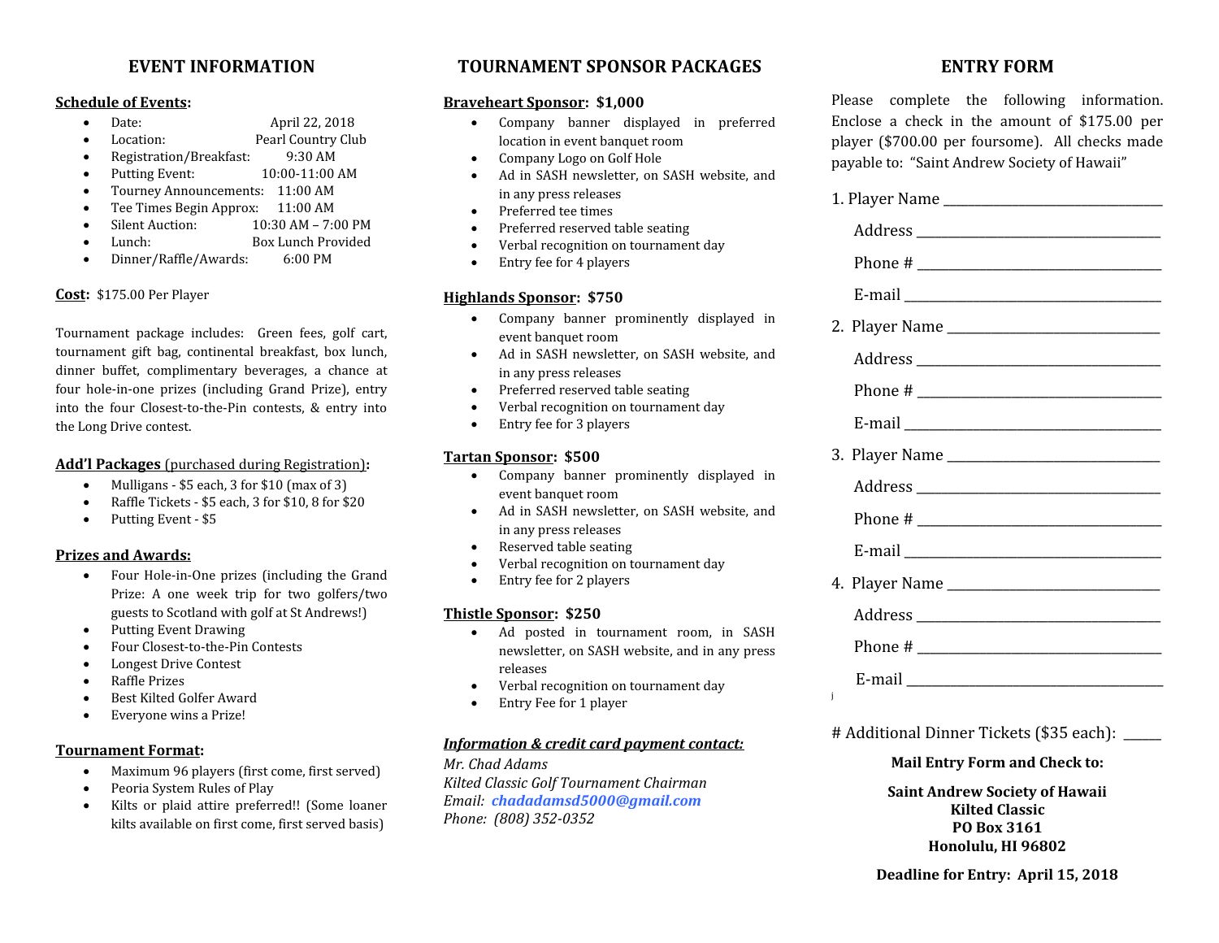## EVENT INFORMATION

**Schedule of Events:**

- Date: April 22, 2018
- Location: Pearl Country Club
- Registration/Breakfast: 9:30 AM
- Putting Event: 10:00-11:00 AM
- Tourney Announcements: 11:00 AM
- Tee Times Begin Approx: 11:00 AM
- Silent Auction: 10:30 AM – 7:00 PM
- Lunch: Box Lunch Provided
- Dinner/Raffle/Awards: 6:00 PM

**Cost:** $175.00 Per Player

Tournament package includes: Green fees, golf cart, tournament gift bag, continental breakfast, box lunch, dinner buffet, complimentary beverages, a chance at four hole-in-one prizes (including Grand Prize), entry into the four Closest-to-the-Pin contests, & entry into the Long Drive contest.

**Add'l Packages** (purchased during Registration)**:**

- Mulligans - $5 each, 3 for $10 (max of 3)
- Raffle Tickets - $5 each, 3 for $10, 8 for $20
- Putting Event - $5

**Prizes and Awards:**

- Four Hole-in-One prizes (including the Grand Prize: A one week trip for two golfers/two guests to Scotland with golf at St Andrews!)
- Putting Event Drawing
- Four Closest-to-the-Pin Contests
- Longest Drive Contest
- Raffle Prizes
- Best Kilted Golfer Award
- Everyone wins a Prize!

**Tournament Format:**

- Maximum 96 players (first come, first served)
- Peoria System Rules of Play
- Kilts or plaid attire preferred!! (Some loaner kilts available on first come, first served basis)

## TOURNAMENT SPONSOR PACKAGES

**Braveheart Sponsor: $1,000**

- Company banner displayed in preferred location in event banquet room
- Company Logo on Golf Hole
- Ad in SASH newsletter, on SASH website, and in any press releases
- Preferred tee times
- Preferred reserved table seating
- Verbal recognition on tournament day
- Entry fee for 4 players

**Highlands Sponsor: $750**

- Company banner prominently displayed in event banquet room
- Ad in SASH newsletter, on SASH website, and in any press releases
- Preferred reserved table seating
- Verbal recognition on tournament day
- Entry fee for 3 players

**Tartan Sponsor: $500**

- Company banner prominently displayed in event banquet room
- Ad in SASH newsletter, on SASH website, and in any press releases
- Reserved table seating
- Verbal recognition on tournament day
- Entry fee for 2 players

**Thistle Sponsor: $250**

- Ad posted in tournament room, in SASH newsletter, on SASH website, and in any press releases
- Verbal recognition on tournament day
- Entry Fee for 1 player

***Information & credit card payment contact:***

*Mr. Chad Adams*
*Kilted Classic Golf Tournament Chairman*
*Email: **chadadamsd5000@gmail.com***
*Phone: (808) 352-0352*

## ENTRY FORM

Please complete the following information. Enclose a check in the amount of $175.00 per player ($700.00 per foursome). All checks made payable to: "Saint Andrew Society of Hawaii"

1. Player Name ______________________________
   Address ______________________________
   Phone # ______________________________
   E-mail ______________________________

2. Player Name ______________________________
   Address ______________________________
   Phone # ______________________________
   E-mail ______________________________

3. Player Name ______________________________
   Address ______________________________
   Phone # ______________________________
   E-mail ______________________________

4. Player Name ______________________________
   Address ______________________________
   Phone # ______________________________
   E-mail ______________________________

# Additional Dinner Tickets ($35 each): _____

**Mail Entry Form and Check to:**

**Saint Andrew Society of Hawaii**
**Kilted Classic**
**PO Box 3161**
**Honolulu, HI 96802**

**Deadline for Entry: April 15, 2018**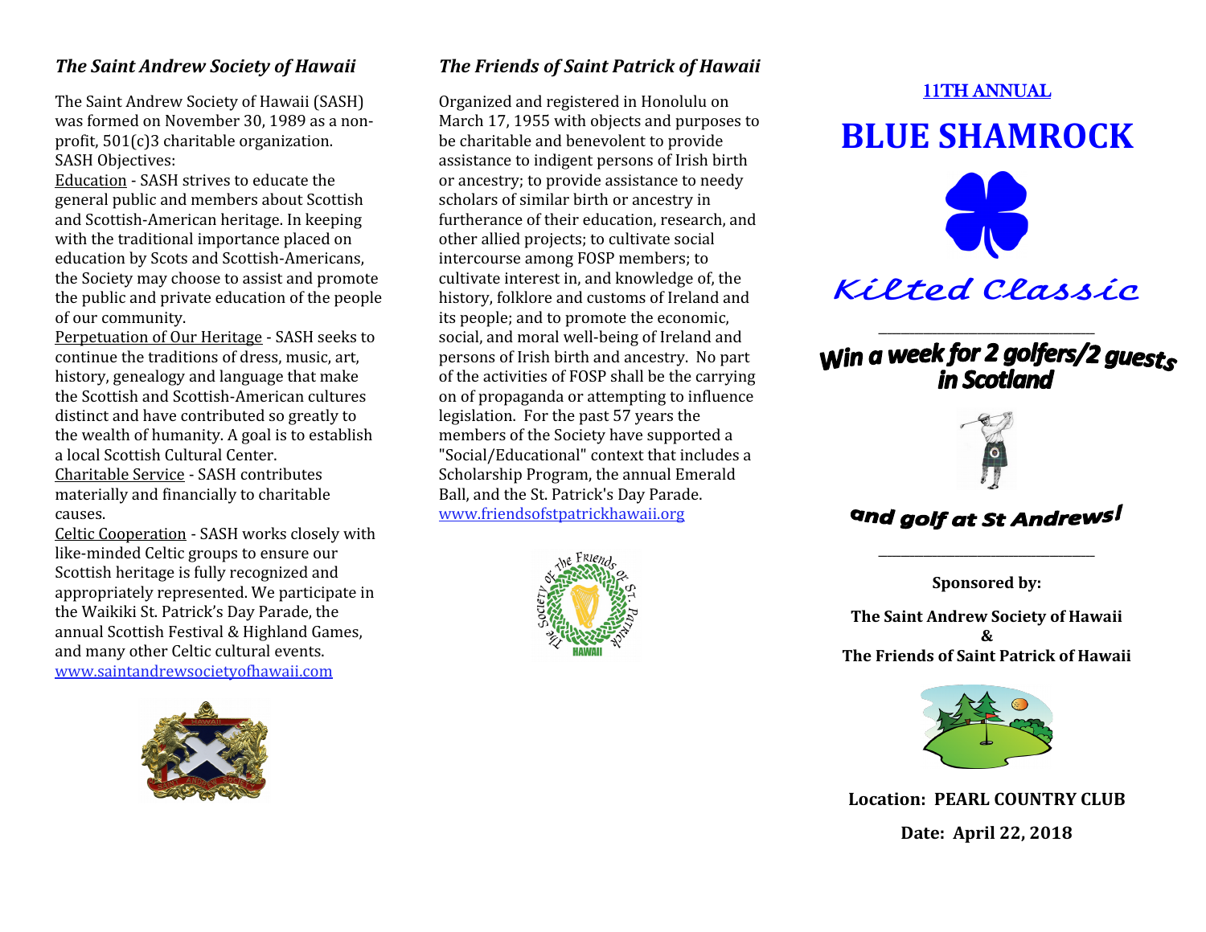### *The Saint Andrew Society of Hawaii*

The Saint Andrew Society of Hawaii (SASH) was formed on November 30, 1989 as a non-profit, 501(c)3 charitable organization. SASH Objectives:

Education - SASH strives to educate the general public and members about Scottish and Scottish-American heritage. In keeping with the traditional importance placed on education by Scots and Scottish-Americans, the Society may choose to assist and promote the public and private education of the people of our community.

Perpetuation of Our Heritage - SASH seeks to continue the traditions of dress, music, art, history, genealogy and language that make the Scottish and Scottish-American cultures distinct and have contributed so greatly to the wealth of humanity. A goal is to establish a local Scottish Cultural Center.

Charitable Service - SASH contributes materially and financially to charitable causes.

Celtic Cooperation - SASH works closely with like-minded Celtic groups to ensure our Scottish heritage is fully recognized and appropriately represented. We participate in the Waikiki St. Patrick's Day Parade, the annual Scottish Festival & Highland Games, and many other Celtic cultural events.

www.saintandrewsocietyofhawaii.com

### *The Friends of Saint Patrick of Hawaii*

Organized and registered in Honolulu on March 17, 1955 with objects and purposes to be charitable and benevolent to provide assistance to indigent persons of Irish birth or ancestry; to provide assistance to needy scholars of similar birth or ancestry in furtherance of their education, research, and other allied projects; to cultivate social intercourse among FOSP members; to cultivate interest in, and knowledge of, the history, folklore and customs of Ireland and its people; and to promote the economic, social, and moral well-being of Ireland and persons of Irish birth and ancestry. No part of the activities of FOSP shall be the carrying on of propaganda or attempting to influence legislation. For the past 57 years the members of the Society have supported a "Social/Educational" context that includes a Scholarship Program, the annual Emerald Ball, and the St. Patrick's Day Parade.

www.friendsofstpatrickhawaii.org

11TH ANNUAL

# BLUE SHAMROCK

## *Kilted Classic*

---

**Win a week for 2 golfers/2 guests in Scotland**

**and golf at St Andrews!**

---

**Sponsored by:**

**The Saint Andrew Society of Hawaii**
**&**
**The Friends of Saint Patrick of Hawaii**

**Location: PEARL COUNTRY CLUB**

**Date: April 22, 2018**